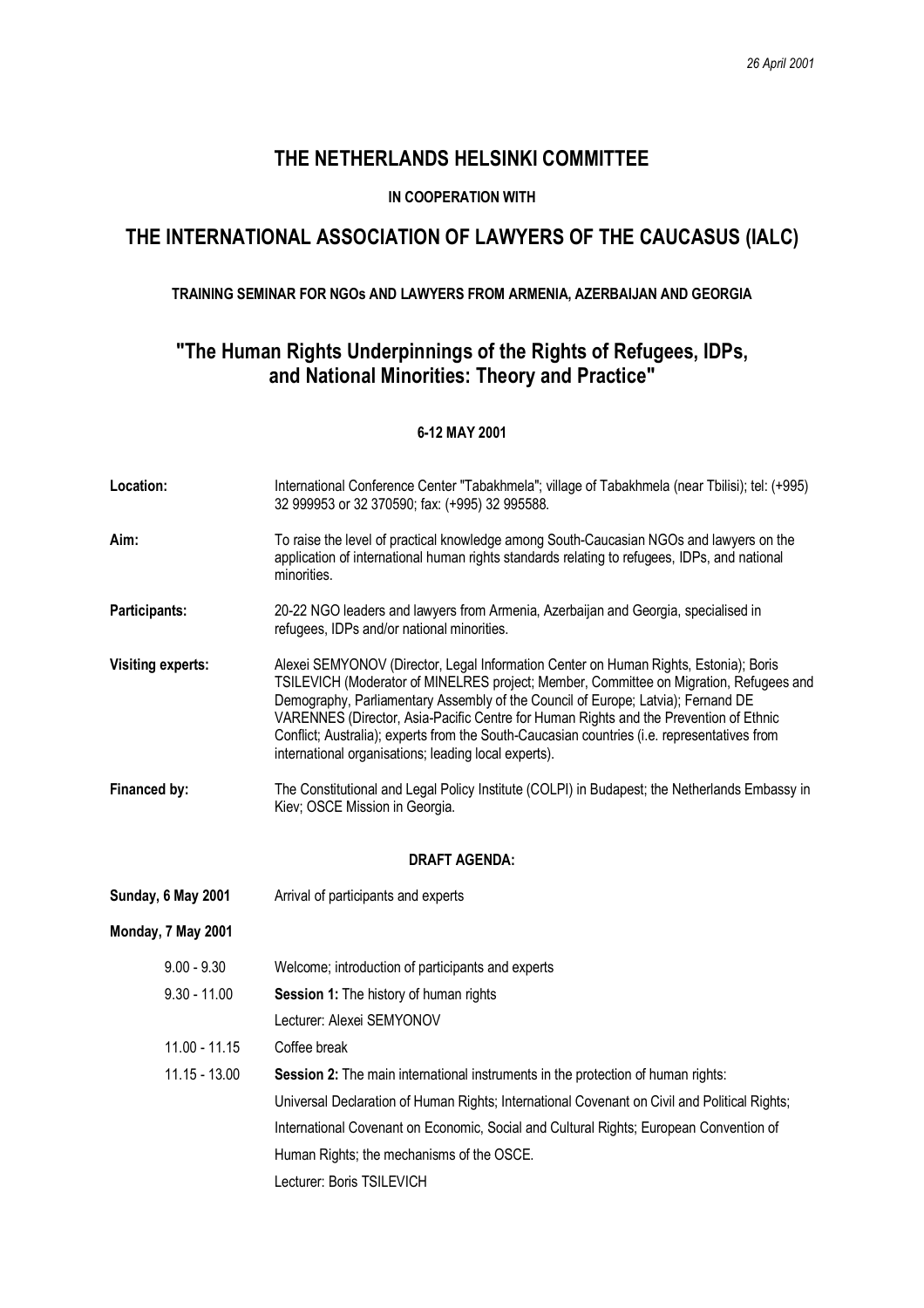*26 April 2001*

# THE NETHERLANDS HELSINKI COMMITTEE

**IN COOPERATION WITH**

# THE INTERNATIONAL ASSOCIATION OF LAWYERS OF THE CAUCASUS (IALC)

**TRAINING SEMINAR FOR NGOs AND LAWYERS FROM ARMENIA, AZERBAIJAN AND GEORGIA**

## "The Human Rights Underpinnings of the Rights of Refugees, IDPs, and National Minorities: Theory and Practice"

**6-12 MAY 2001**

**Location:** International Conference Center "Tabakhmela"; village of Tabakhmela (near Tbilisi); tel: (+995) 32 999953 or 32 370590; fax: (+995) 32 995588.

**Aim:** To raise the level of practical knowledge among South-Caucasian NGOs and lawyers on the application of international human rights standards relating to refugees, IDPs, and national minorities.

**Participants:** 20-22 NGO leaders and lawyers from Armenia, Azerbaijan and Georgia, specialised in refugees, IDPs and/or national minorities.

**Visiting experts:** Alexei SEMYONOV (Director, Legal Information Center on Human Rights, Estonia); Boris TSILEVICH (Moderator of MINELRES project; Member, Committee on Migration, Refugees and Demography, Parliamentary Assembly of the Council of Europe; Latvia); Fernand DE VARENNES (Director, Asia-Pacific Centre for Human Rights and the Prevention of Ethnic Conflict; Australia); experts from the South-Caucasian countries (i.e. representatives from international organisations; leading local experts).

**Financed by:** The Constitutional and Legal Policy Institute (COLPI) in Budapest; the Netherlands Embassy in Kiev; OSCE Mission in Georgia.

**DRAFT AGENDA:**

**Sunday, 6 May 2001** Arrival of participants and experts

**Monday, 7 May 2001**

9.00 - 9.30 Welcome; introduction of participants and experts

9.30 - 11.00 **Session 1:** The history of human rights
Lecturer: Alexei SEMYONOV

11.00 - 11.15 Coffee break

11.15 - 13.00 **Session 2:** The main international instruments in the protection of human rights:
Universal Declaration of Human Rights; International Covenant on Civil and Political Rights; International Covenant on Economic, Social and Cultural Rights; European Convention of Human Rights; the mechanisms of the OSCE.
Lecturer: Boris TSILEVICH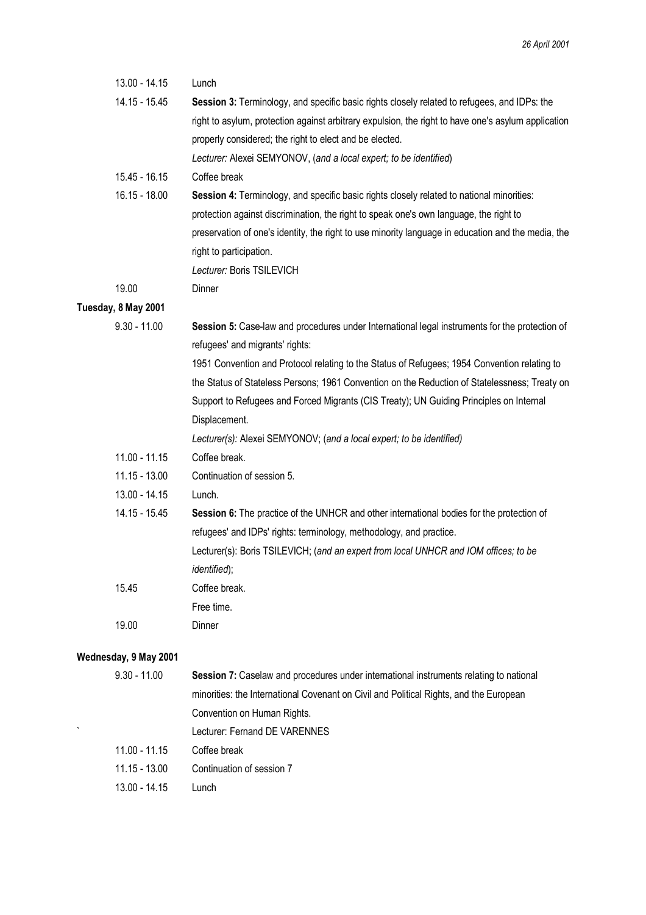| | |
|---|---|
| 13.00 - 14.15 | Lunch |
| 14.15 - 15.45 | **Session 3:** Terminology, and specific basic rights closely related to refugees, and IDPs: the right to asylum, protection against arbitrary expulsion, the right to have one's asylum application properly considered; the right to elect and be elected.<br>*Lecturer:* Alexei SEMYONOV, (*and a local expert; to be identified*) |
| 15.45 - 16.15 | Coffee break |
| 16.15 - 18.00 | **Session 4:** Terminology, and specific basic rights closely related to national minorities: protection against discrimination, the right to speak one's own language, the right to preservation of one's identity, the right to use minority language in education and the media, the right to participation.<br>*Lecturer:* Boris TSILEVICH |
| 19.00 | Dinner |

**Tuesday, 8 May 2001**

| | |
|---|---|
| 9.30 - 11.00 | **Session 5:** Case-law and procedures under International legal instruments for the protection of refugees' and migrants' rights:<br>1951 Convention and Protocol relating to the Status of Refugees; 1954 Convention relating to the Status of Stateless Persons; 1961 Convention on the Reduction of Statelessness; Treaty on Support to Refugees and Forced Migrants (CIS Treaty); UN Guiding Principles on Internal Displacement.<br>*Lecturer(s):* Alexei SEMYONOV; (*and a local expert; to be identified)* |
| 11.00 - 11.15 | Coffee break. |
| 11.15 - 13.00 | Continuation of session 5. |
| 13.00 - 14.15 | Lunch. |
| 14.15 - 15.45 | **Session 6:** The practice of the UNHCR and other international bodies for the protection of refugees' and IDPs' rights: terminology, methodology, and practice.<br>Lecturer(s): Boris TSILEVICH; (*and an expert from local UNHCR and IOM offices; to be identified*); |
| 15.45 | Coffee break.<br>Free time. |
| 19.00 | Dinner |

**Wednesday, 9 May 2001**

| | |
|---|---|
| 9.30 - 11.00 | **Session 7:** Caselaw and procedures under international instruments relating to national minorities: the International Covenant on Civil and Political Rights, and the European Convention on Human Rights.<br>Lecturer: Fernand DE VARENNES |
| 11.00 - 11.15 | Coffee break |
| 11.15 - 13.00 | Continuation of session 7 |
| 13.00 - 14.15 | Lunch |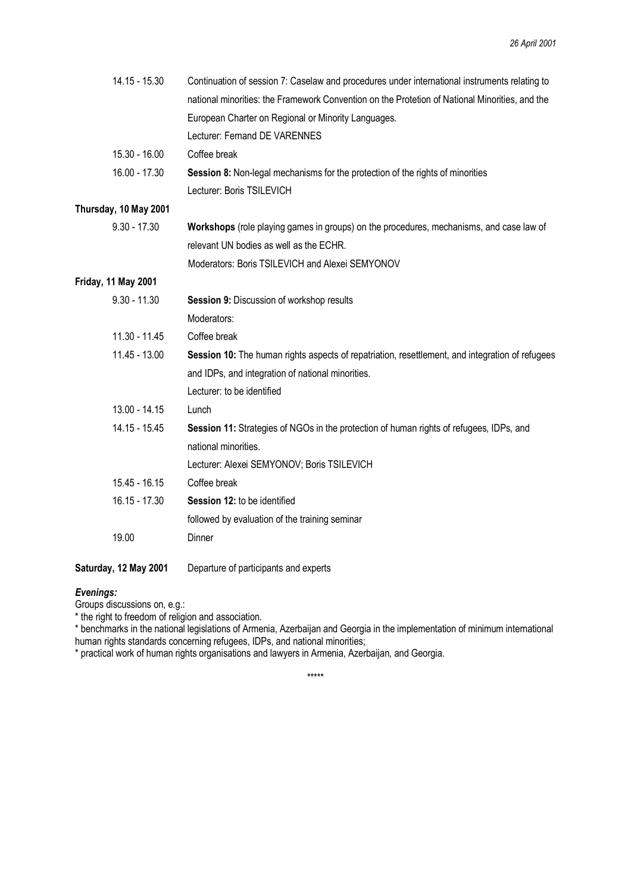| | |
|---|---|
| 14.15 - 15.30 | Continuation of session 7: Caselaw and procedures under international instruments relating to national minorities: the Framework Convention on the Protetion of National Minorities, and the European Charter on Regional or Minority Languages.<br>Lecturer: Fernand DE VARENNES |
| 15.30 - 16.00 | Coffee break |
| 16.00 - 17.30 | **Session 8:** Non-legal mechanisms for the protection of the rights of minorities<br>Lecturer: Boris TSILEVICH |
| **Thursday, 10 May 2001** | |
| 9.30 - 17.30 | **Workshops** (role playing games in groups) on the procedures, mechanisms, and case law of relevant UN bodies as well as the ECHR.<br>Moderators: Boris TSILEVICH and Alexei SEMYONOV |
| **Friday, 11 May 2001** | |
| 9.30 - 11.30 | **Session 9:** Discussion of workshop results<br>Moderators: |
| 11.30 - 11.45 | Coffee break |
| 11.45 - 13.00 | **Session 10:** The human rights aspects of repatriation, resettlement, and integration of refugees and IDPs, and integration of national minorities.<br>Lecturer: to be identified |
| 13.00 - 14.15 | Lunch |
| 14.15 - 15.45 | **Session 11:** Strategies of NGOs in the protection of human rights of refugees, IDPs, and national minorities.<br>Lecturer: Alexei SEMYONOV; Boris TSILEVICH |
| 15.45 - 16.15 | Coffee break |
| 16.15 - 17.30 | **Session 12:** to be identified<br>followed by evaluation of the training seminar |
| 19.00 | Dinner |
| **Saturday, 12 May 2001** | Departure of participants and experts |

***Evenings:***

Groups discussions on, e.g.:

* the right to freedom of religion and association.
* benchmarks in the national legislations of Armenia, Azerbaijan and Georgia in the implementation of minimum international human rights standards concerning refugees, IDPs, and national minorities;
* practical work of human rights organisations and lawyers in Armenia, Azerbaijan, and Georgia.

\*\*\*\*\*